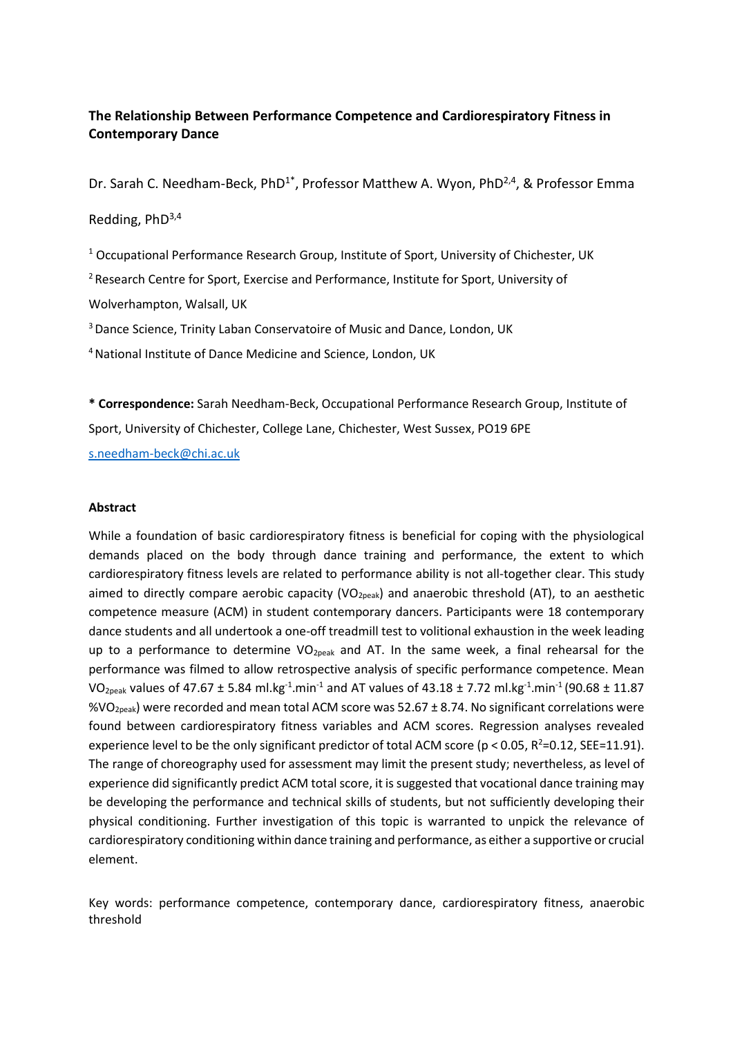# The Relationship Between Performance Competence and Cardiorespiratory Fitness in Contemporary Dance

Dr. Sarah C. Needham-Beck, PhD[1*], Professor Matthew A. Wyon, PhD[2,4], & Professor Emma Redding, PhD[3,4]

[1] Occupational Performance Research Group, Institute of Sport, University of Chichester, UK

[2] Research Centre for Sport, Exercise and Performance, Institute for Sport, University of Wolverhampton, Walsall, UK

[3] Dance Science, Trinity Laban Conservatoire of Music and Dance, London, UK

[4] National Institute of Dance Medicine and Science, London, UK

**\* Correspondence:** Sarah Needham-Beck, Occupational Performance Research Group, Institute of Sport, University of Chichester, College Lane, Chichester, West Sussex, PO19 6PE
s.needham-beck@chi.ac.uk

## Abstract

While a foundation of basic cardiorespiratory fitness is beneficial for coping with the physiological demands placed on the body through dance training and performance, the extent to which cardiorespiratory fitness levels are related to performance ability is not all-together clear. This study aimed to directly compare aerobic capacity ($VO_{2peak}$) and anaerobic threshold (AT), to an aesthetic competence measure (ACM) in student contemporary dancers. Participants were 18 contemporary dance students and all undertook a one-off treadmill test to volitional exhaustion in the week leading up to a performance to determine $VO_{2peak}$ and AT. In the same week, a final rehearsal for the performance was filmed to allow retrospective analysis of specific performance competence. Mean $VO_{2peak}$ values of 47.67 ± 5.84 $ml.kg^{-1}.min^{-1}$ and AT values of 43.18 ± 7.72 $ml.kg^{-1}.min^{-1}$ (90.68 ± 11.87 $\%VO_{2peak}$) were recorded and mean total ACM score was 52.67 ± 8.74. No significant correlations were found between cardiorespiratory fitness variables and ACM scores. Regression analyses revealed experience level to be the only significant predictor of total ACM score ($p < 0.05$, $R^2$=0.12, SEE=11.91). The range of choreography used for assessment may limit the present study; nevertheless, as level of experience did significantly predict ACM total score, it is suggested that vocational dance training may be developing the performance and technical skills of students, but not sufficiently developing their physical conditioning. Further investigation of this topic is warranted to unpick the relevance of cardiorespiratory conditioning within dance training and performance, as either a supportive or crucial element.

Key words: performance competence, contemporary dance, cardiorespiratory fitness, anaerobic threshold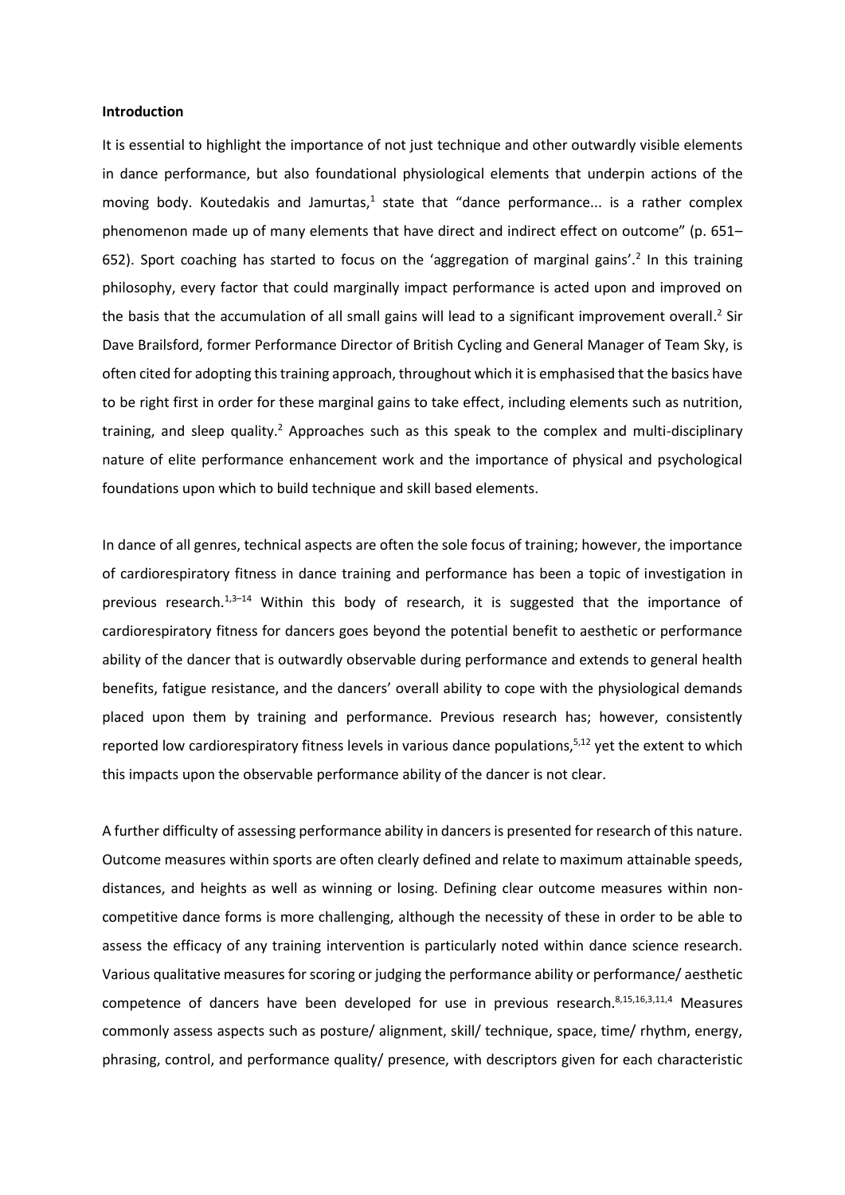**Introduction**

It is essential to highlight the importance of not just technique and other outwardly visible elements in dance performance, but also foundational physiological elements that underpin actions of the moving body. Koutedakis and Jamurtas,[1] state that "dance performance... is a rather complex phenomenon made up of many elements that have direct and indirect effect on outcome" (p. 651–652). Sport coaching has started to focus on the 'aggregation of marginal gains'.[2] In this training philosophy, every factor that could marginally impact performance is acted upon and improved on the basis that the accumulation of all small gains will lead to a significant improvement overall.[2] Sir Dave Brailsford, former Performance Director of British Cycling and General Manager of Team Sky, is often cited for adopting this training approach, throughout which it is emphasised that the basics have to be right first in order for these marginal gains to take effect, including elements such as nutrition, training, and sleep quality.[2] Approaches such as this speak to the complex and multi-disciplinary nature of elite performance enhancement work and the importance of physical and psychological foundations upon which to build technique and skill based elements.

In dance of all genres, technical aspects are often the sole focus of training; however, the importance of cardiorespiratory fitness in dance training and performance has been a topic of investigation in previous research.[1,3–14] Within this body of research, it is suggested that the importance of cardiorespiratory fitness for dancers goes beyond the potential benefit to aesthetic or performance ability of the dancer that is outwardly observable during performance and extends to general health benefits, fatigue resistance, and the dancers' overall ability to cope with the physiological demands placed upon them by training and performance. Previous research has; however, consistently reported low cardiorespiratory fitness levels in various dance populations,[5,12] yet the extent to which this impacts upon the observable performance ability of the dancer is not clear.

A further difficulty of assessing performance ability in dancers is presented for research of this nature. Outcome measures within sports are often clearly defined and relate to maximum attainable speeds, distances, and heights as well as winning or losing. Defining clear outcome measures within non-competitive dance forms is more challenging, although the necessity of these in order to be able to assess the efficacy of any training intervention is particularly noted within dance science research. Various qualitative measures for scoring or judging the performance ability or performance/ aesthetic competence of dancers have been developed for use in previous research.[8,15,16,3,11,4] Measures commonly assess aspects such as posture/ alignment, skill/ technique, space, time/ rhythm, energy, phrasing, control, and performance quality/ presence, with descriptors given for each characteristic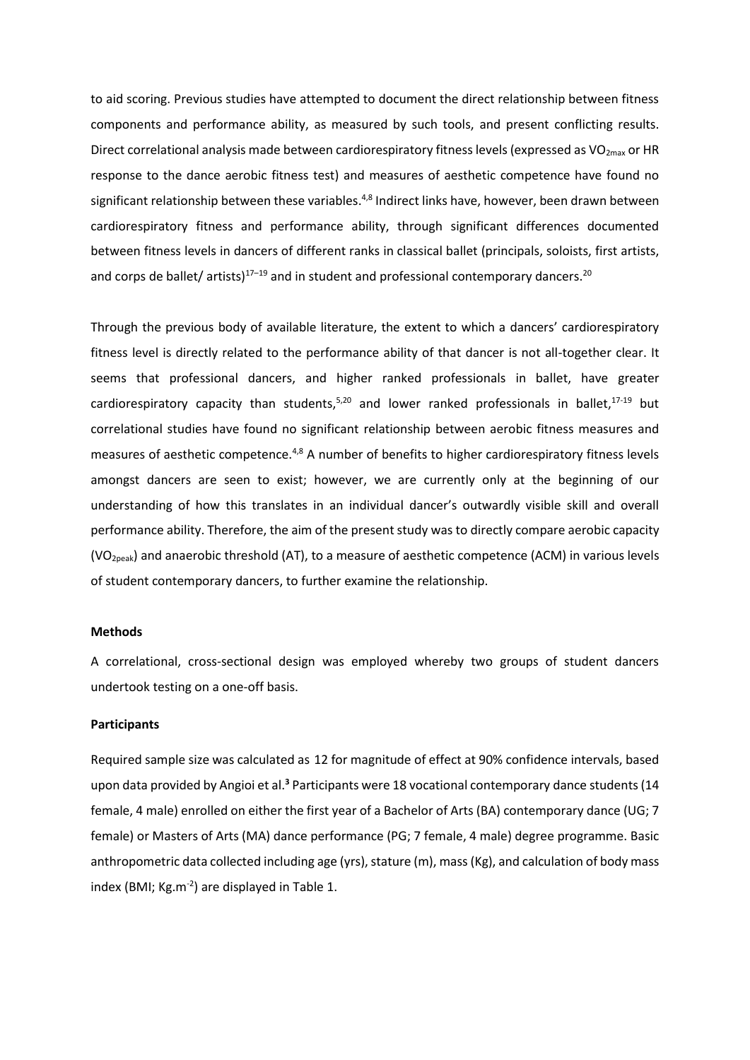to aid scoring. Previous studies have attempted to document the direct relationship between fitness components and performance ability, as measured by such tools, and present conflicting results. Direct correlational analysis made between cardiorespiratory fitness levels (expressed as $VO_{2max}$ or HR response to the dance aerobic fitness test) and measures of aesthetic competence have found no significant relationship between these variables.[4,8] Indirect links have, however, been drawn between cardiorespiratory fitness and performance ability, through significant differences documented between fitness levels in dancers of different ranks in classical ballet (principals, soloists, first artists, and corps de ballet/ artists)[17–19] and in student and professional contemporary dancers.[20]

Through the previous body of available literature, the extent to which a dancers' cardiorespiratory fitness level is directly related to the performance ability of that dancer is not all-together clear. It seems that professional dancers, and higher ranked professionals in ballet, have greater cardiorespiratory capacity than students,[5,20] and lower ranked professionals in ballet,[17-19] but correlational studies have found no significant relationship between aerobic fitness measures and measures of aesthetic competence.[4,8] A number of benefits to higher cardiorespiratory fitness levels amongst dancers are seen to exist; however, we are currently only at the beginning of our understanding of how this translates in an individual dancer's outwardly visible skill and overall performance ability. Therefore, the aim of the present study was to directly compare aerobic capacity ($VO_{2peak}$) and anaerobic threshold (AT), to a measure of aesthetic competence (ACM) in various levels of student contemporary dancers, to further examine the relationship.

**Methods**

A correlational, cross-sectional design was employed whereby two groups of student dancers undertook testing on a one-off basis.

**Participants**

Required sample size was calculated as 12 for magnitude of effect at 90% confidence intervals, based upon data provided by Angioi et al.[3] Participants were 18 vocational contemporary dance students (14 female, 4 male) enrolled on either the first year of a Bachelor of Arts (BA) contemporary dance (UG; 7 female) or Masters of Arts (MA) dance performance (PG; 7 female, 4 male) degree programme. Basic anthropometric data collected including age (yrs), stature (m), mass (Kg), and calculation of body mass index (BMI; $Kg.m^{-2}$) are displayed in Table 1.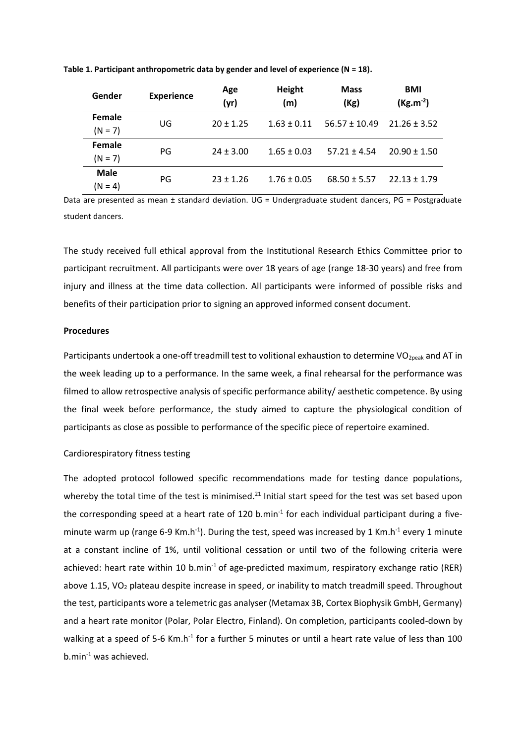**Table 1. Participant anthropometric data by gender and level of experience (N = 18).**

| Gender | Experience | Age (yr) | Height (m) | Mass (Kg) | BMI ($Kg.m^{-2}$) |
|---|---|---|---|---|---|
| **Female** (N = 7) | UG | 20 ± 1.25 | 1.63 ± 0.11 | 56.57 ± 10.49 | 21.26 ± 3.52 |
| **Female** (N = 7) | PG | 24 ± 3.00 | 1.65 ± 0.03 | 57.21 ± 4.54 | 20.90 ± 1.50 |
| **Male** (N = 4) | PG | 23 ± 1.26 | 1.76 ± 0.05 | 68.50 ± 5.57 | 22.13 ± 1.79 |

Data are presented as mean ± standard deviation. UG = Undergraduate student dancers, PG = Postgraduate student dancers.

The study received full ethical approval from the Institutional Research Ethics Committee prior to participant recruitment. All participants were over 18 years of age (range 18-30 years) and free from injury and illness at the time data collection. All participants were informed of possible risks and benefits of their participation prior to signing an approved informed consent document.

**Procedures**

Participants undertook a one-off treadmill test to volitional exhaustion to determine $VO_{2peak}$ and AT in the week leading up to a performance. In the same week, a final rehearsal for the performance was filmed to allow retrospective analysis of specific performance ability/ aesthetic competence. By using the final week before performance, the study aimed to capture the physiological condition of participants as close as possible to performance of the specific piece of repertoire examined.

Cardiorespiratory fitness testing

The adopted protocol followed specific recommendations made for testing dance populations, whereby the total time of the test is minimised.[21] Initial start speed for the test was set based upon the corresponding speed at a heart rate of 120 $b.min^{-1}$ for each individual participant during a five-minute warm up (range 6-9 $Km.h^{-1}$). During the test, speed was increased by 1 $Km.h^{-1}$ every 1 minute at a constant incline of 1%, until volitional cessation or until two of the following criteria were achieved: heart rate within 10 $b.min^{-1}$ of age-predicted maximum, respiratory exchange ratio (RER) above 1.15, $VO_2$ plateau despite increase in speed, or inability to match treadmill speed. Throughout the test, participants wore a telemetric gas analyser (Metamax 3B, Cortex Biophysik GmbH, Germany) and a heart rate monitor (Polar, Polar Electro, Finland). On completion, participants cooled-down by walking at a speed of 5-6 $Km.h^{-1}$ for a further 5 minutes or until a heart rate value of less than 100 $b.min^{-1}$ was achieved.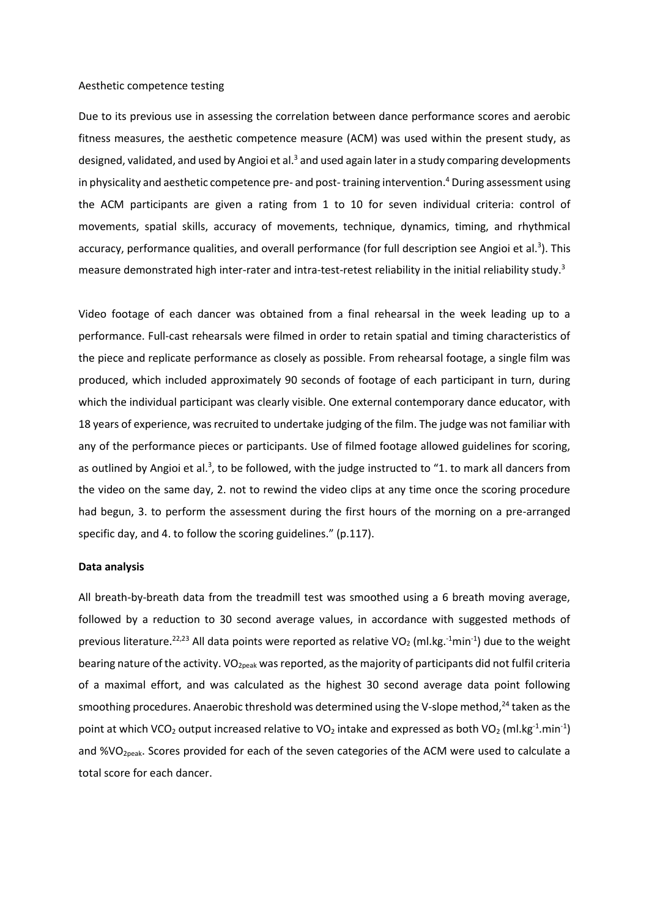Aesthetic competence testing

Due to its previous use in assessing the correlation between dance performance scores and aerobic fitness measures, the aesthetic competence measure (ACM) was used within the present study, as designed, validated, and used by Angioi et al.[3] and used again later in a study comparing developments in physicality and aesthetic competence pre- and post- training intervention.[4] During assessment using the ACM participants are given a rating from 1 to 10 for seven individual criteria: control of movements, spatial skills, accuracy of movements, technique, dynamics, timing, and rhythmical accuracy, performance qualities, and overall performance (for full description see Angioi et al.[3]). This measure demonstrated high inter-rater and intra-test-retest reliability in the initial reliability study.[3]

Video footage of each dancer was obtained from a final rehearsal in the week leading up to a performance. Full-cast rehearsals were filmed in order to retain spatial and timing characteristics of the piece and replicate performance as closely as possible. From rehearsal footage, a single film was produced, which included approximately 90 seconds of footage of each participant in turn, during which the individual participant was clearly visible. One external contemporary dance educator, with 18 years of experience, was recruited to undertake judging of the film. The judge was not familiar with any of the performance pieces or participants. Use of filmed footage allowed guidelines for scoring, as outlined by Angioi et al.[3], to be followed, with the judge instructed to "1. to mark all dancers from the video on the same day, 2. not to rewind the video clips at any time once the scoring procedure had begun, 3. to perform the assessment during the first hours of the morning on a pre-arranged specific day, and 4. to follow the scoring guidelines." (p.117).

**Data analysis**

All breath-by-breath data from the treadmill test was smoothed using a 6 breath moving average, followed by a reduction to 30 second average values, in accordance with suggested methods of previous literature.[22,23] All data points were reported as relative $VO_2$ (ml.kg.$^{-1}$min$^{-1}$) due to the weight bearing nature of the activity. $VO_{2peak}$ was reported, as the majority of participants did not fulfil criteria of a maximal effort, and was calculated as the highest 30 second average data point following smoothing procedures. Anaerobic threshold was determined using the V-slope method,[24] taken as the point at which $VCO_2$ output increased relative to $VO_2$ intake and expressed as both $VO_2$ (ml.kg$^{-1}$.min$^{-1}$) and $\%VO_{2peak}$. Scores provided for each of the seven categories of the ACM were used to calculate a total score for each dancer.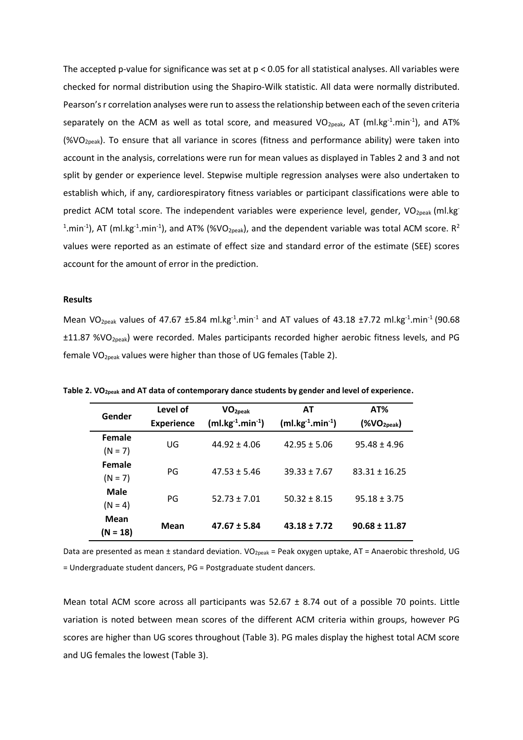The accepted p-value for significance was set at $p < 0.05$ for all statistical analyses. All variables were checked for normal distribution using the Shapiro-Wilk statistic. All data were normally distributed. Pearson's r correlation analyses were run to assess the relationship between each of the seven criteria separately on the ACM as well as total score, and measured $VO_{2peak}$, AT (ml.kg$^{-1}$.min$^{-1}$), and AT% (%$VO_{2peak}$). To ensure that all variance in scores (fitness and performance ability) were taken into account in the analysis, correlations were run for mean values as displayed in Tables 2 and 3 and not split by gender or experience level. Stepwise multiple regression analyses were also undertaken to establish which, if any, cardiorespiratory fitness variables or participant classifications were able to predict ACM total score. The independent variables were experience level, gender, $VO_{2peak}$ (ml.kg$^{-1}$.min$^{-1}$), AT (ml.kg$^{-1}$.min$^{-1}$), and AT% (%$VO_{2peak}$), and the dependent variable was total ACM score. $R^2$ values were reported as an estimate of effect size and standard error of the estimate (SEE) scores account for the amount of error in the prediction.

**Results**

Mean $VO_{2peak}$ values of 47.67 ±5.84 ml.kg$^{-1}$.min$^{-1}$ and AT values of 43.18 ±7.72 ml.kg$^{-1}$.min$^{-1}$ (90.68 ±11.87 %$VO_{2peak}$) were recorded. Males participants recorded higher aerobic fitness levels, and PG female $VO_{2peak}$ values were higher than those of UG females (Table 2).

**Table 2. $VO_{2peak}$ and AT data of contemporary dance students by gender and level of experience.**

| Gender | Level of Experience | $VO_{2peak}$ (ml.kg$^{-1}$.min$^{-1}$) | AT (ml.kg$^{-1}$.min$^{-1}$) | AT% (%$VO_{2peak}$) |
|---|---|---|---|---|
| **Female** (N = 7) | UG | 44.92 ± 4.06 | 42.95 ± 5.06 | 95.48 ± 4.96 |
| **Female** (N = 7) | PG | 47.53 ± 5.46 | 39.33 ± 7.67 | 83.31 ± 16.25 |
| **Male** (N = 4) | PG | 52.73 ± 7.01 | 50.32 ± 8.15 | 95.18 ± 3.75 |
| **Mean (N = 18)** | **Mean** | **47.67 ± 5.84** | **43.18 ± 7.72** | **90.68 ± 11.87** |

Data are presented as mean ± standard deviation. $VO_{2peak}$ = Peak oxygen uptake, AT = Anaerobic threshold, UG = Undergraduate student dancers, PG = Postgraduate student dancers.

Mean total ACM score across all participants was 52.67 ± 8.74 out of a possible 70 points. Little variation is noted between mean scores of the different ACM criteria within groups, however PG scores are higher than UG scores throughout (Table 3). PG males display the highest total ACM score and UG females the lowest (Table 3).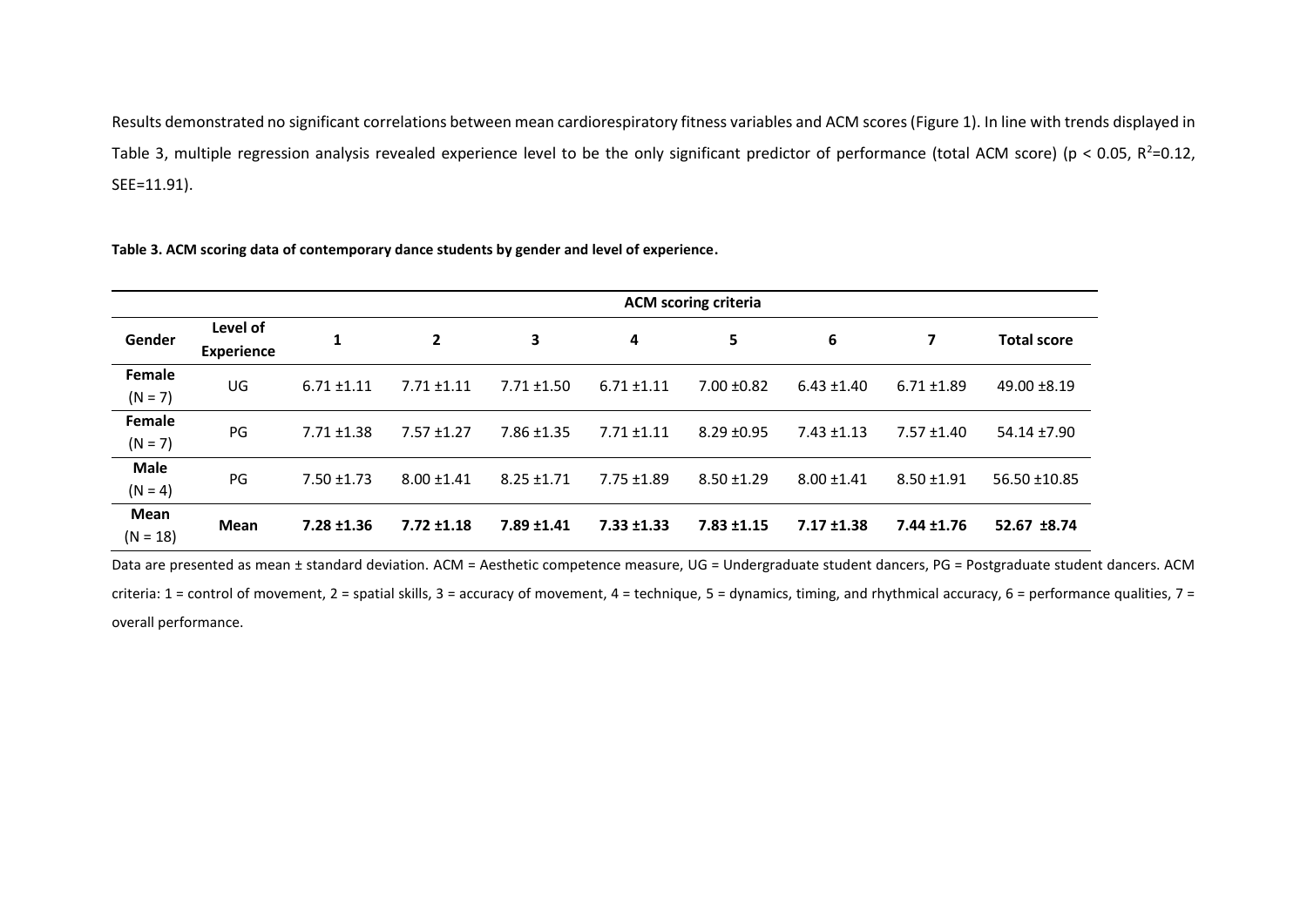Results demonstrated no significant correlations between mean cardiorespiratory fitness variables and ACM scores (Figure 1). In line with trends displayed in Table 3, multiple regression analysis revealed experience level to be the only significant predictor of performance (total ACM score) ($p < 0.05$, $R^2$=0.12, SEE=11.91).

**Table 3. ACM scoring data of contemporary dance students by gender and level of experience.**

| | | ACM scoring criteria | | | | | | | |
|---|---|---|---|---|---|---|---|---|---|
| **Gender** | **Level of Experience** | **1** | **2** | **3** | **4** | **5** | **6** | **7** | **Total score** |
| **Female** (N = 7) | UG | 6.71 ±1.11 | 7.71 ±1.11 | 7.71 ±1.50 | 6.71 ±1.11 | 7.00 ±0.82 | 6.43 ±1.40 | 6.71 ±1.89 | 49.00 ±8.19 |
| **Female** (N = 7) | PG | 7.71 ±1.38 | 7.57 ±1.27 | 7.86 ±1.35 | 7.71 ±1.11 | 8.29 ±0.95 | 7.43 ±1.13 | 7.57 ±1.40 | 54.14 ±7.90 |
| **Male** (N = 4) | PG | 7.50 ±1.73 | 8.00 ±1.41 | 8.25 ±1.71 | 7.75 ±1.89 | 8.50 ±1.29 | 8.00 ±1.41 | 8.50 ±1.91 | 56.50 ±10.85 |
| **Mean** (N = 18) | **Mean** | **7.28 ±1.36** | **7.72 ±1.18** | **7.89 ±1.41** | **7.33 ±1.33** | **7.83 ±1.15** | **7.17 ±1.38** | **7.44 ±1.76** | **52.67 ±8.74** |

Data are presented as mean ± standard deviation. ACM = Aesthetic competence measure, UG = Undergraduate student dancers, PG = Postgraduate student dancers. ACM criteria: 1 = control of movement, 2 = spatial skills, 3 = accuracy of movement, 4 = technique, 5 = dynamics, timing, and rhythmical accuracy, 6 = performance qualities, 7 = overall performance.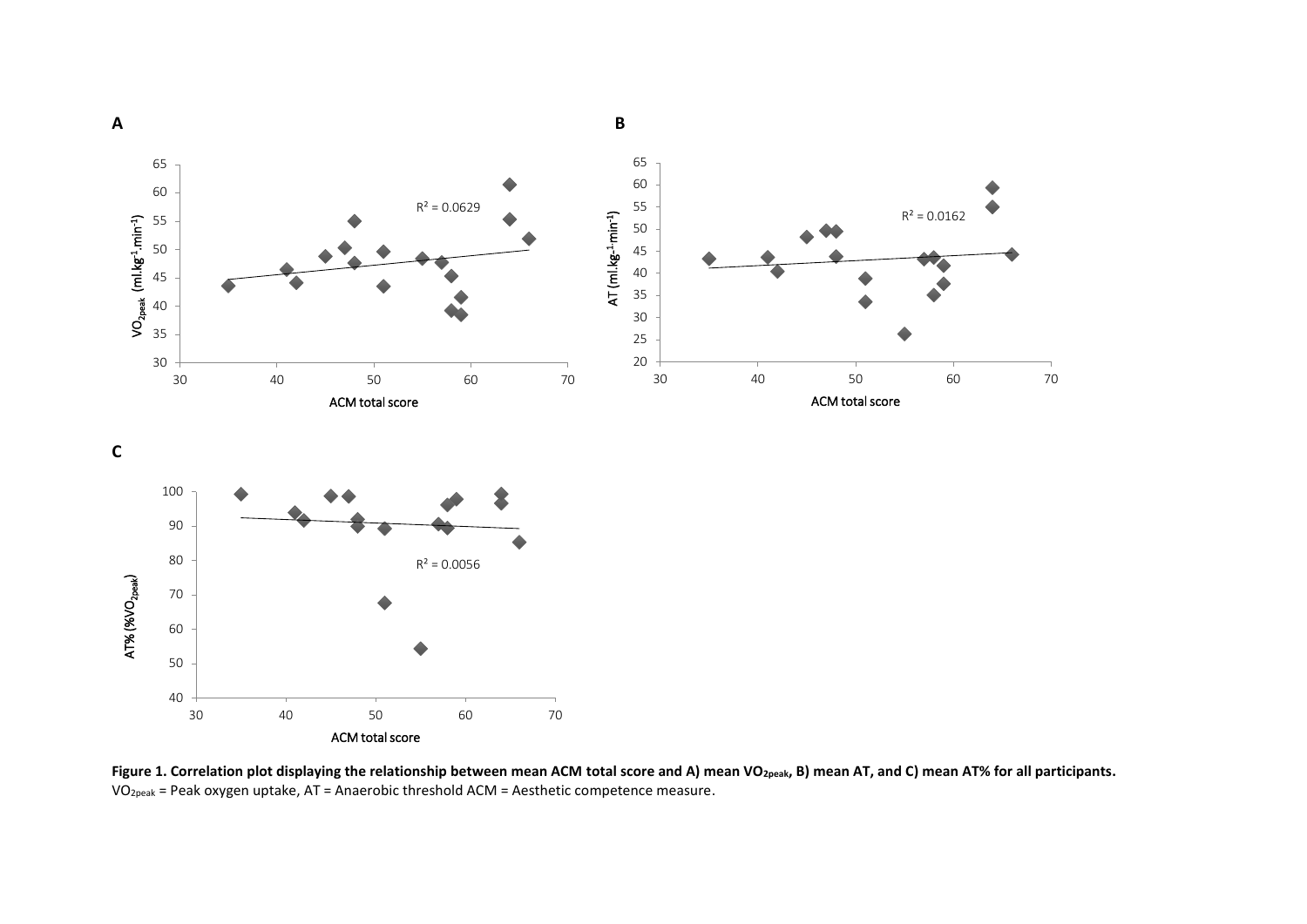**Figure 1. Correlation plot displaying the relationship between mean ACM total score and A) mean $VO_{2peak}$, B) mean AT, and C) mean AT% for all participants.**
$VO_{2peak}$ = Peak oxygen uptake, AT = Anaerobic threshold ACM = Aesthetic competence measure.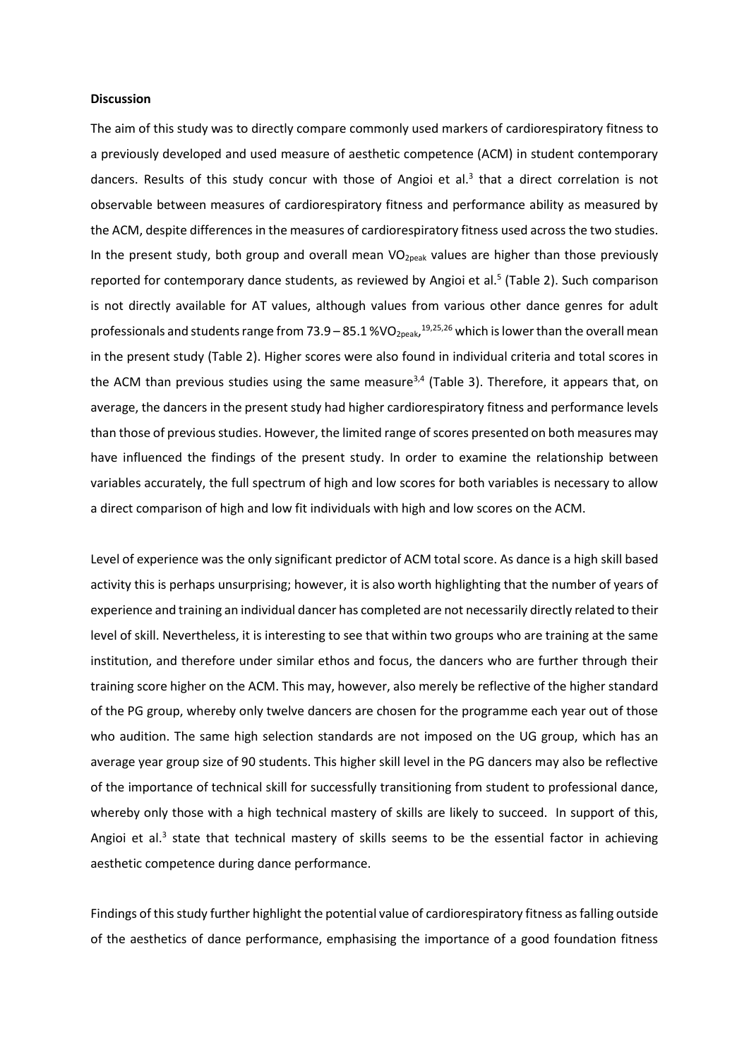**Discussion**

The aim of this study was to directly compare commonly used markers of cardiorespiratory fitness to a previously developed and used measure of aesthetic competence (ACM) in student contemporary dancers. Results of this study concur with those of Angioi et al.[3] that a direct correlation is not observable between measures of cardiorespiratory fitness and performance ability as measured by the ACM, despite differences in the measures of cardiorespiratory fitness used across the two studies. In the present study, both group and overall mean $VO_{2peak}$ values are higher than those previously reported for contemporary dance students, as reviewed by Angioi et al.[5] (Table 2). Such comparison is not directly available for AT values, although values from various other dance genres for adult professionals and students range from 73.9 – 85.1 %$VO_{2peak}$,[19,25,26] which is lower than the overall mean in the present study (Table 2). Higher scores were also found in individual criteria and total scores in the ACM than previous studies using the same measure[3,4] (Table 3). Therefore, it appears that, on average, the dancers in the present study had higher cardiorespiratory fitness and performance levels than those of previous studies. However, the limited range of scores presented on both measures may have influenced the findings of the present study. In order to examine the relationship between variables accurately, the full spectrum of high and low scores for both variables is necessary to allow a direct comparison of high and low fit individuals with high and low scores on the ACM.

Level of experience was the only significant predictor of ACM total score. As dance is a high skill based activity this is perhaps unsurprising; however, it is also worth highlighting that the number of years of experience and training an individual dancer has completed are not necessarily directly related to their level of skill. Nevertheless, it is interesting to see that within two groups who are training at the same institution, and therefore under similar ethos and focus, the dancers who are further through their training score higher on the ACM. This may, however, also merely be reflective of the higher standard of the PG group, whereby only twelve dancers are chosen for the programme each year out of those who audition. The same high selection standards are not imposed on the UG group, which has an average year group size of 90 students. This higher skill level in the PG dancers may also be reflective of the importance of technical skill for successfully transitioning from student to professional dance, whereby only those with a high technical mastery of skills are likely to succeed. In support of this, Angioi et al.[3] state that technical mastery of skills seems to be the essential factor in achieving aesthetic competence during dance performance.

Findings of this study further highlight the potential value of cardiorespiratory fitness as falling outside of the aesthetics of dance performance, emphasising the importance of a good foundation fitness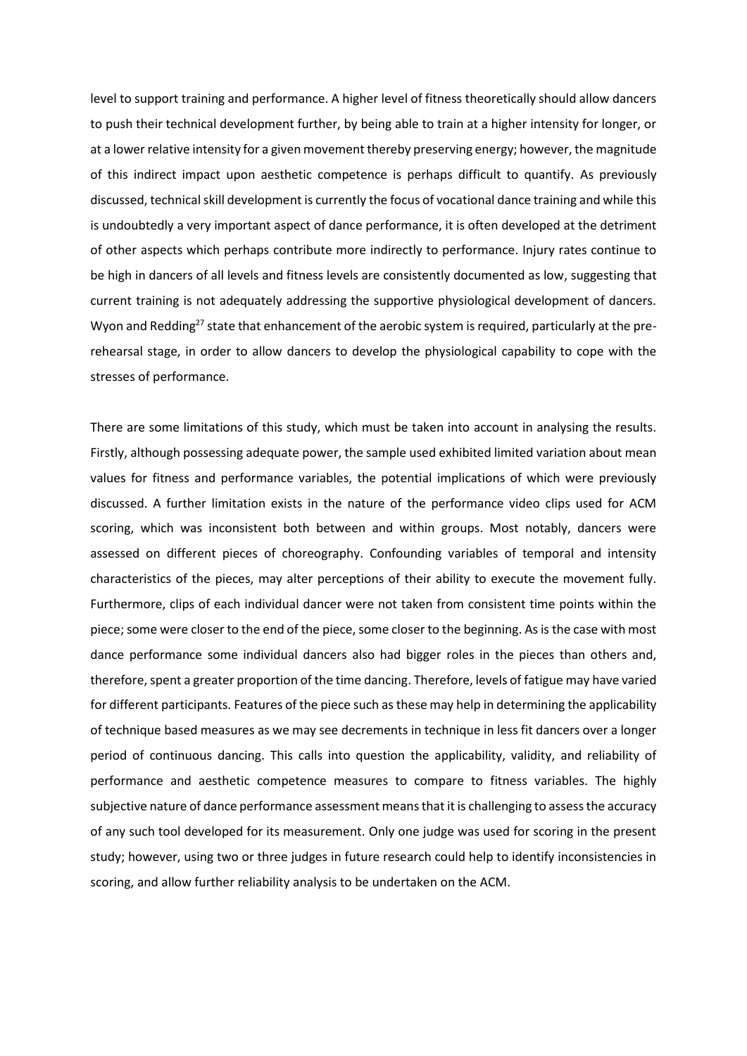level to support training and performance. A higher level of fitness theoretically should allow dancers to push their technical development further, by being able to train at a higher intensity for longer, or at a lower relative intensity for a given movement thereby preserving energy; however, the magnitude of this indirect impact upon aesthetic competence is perhaps difficult to quantify. As previously discussed, technical skill development is currently the focus of vocational dance training and while this is undoubtedly a very important aspect of dance performance, it is often developed at the detriment of other aspects which perhaps contribute more indirectly to performance. Injury rates continue to be high in dancers of all levels and fitness levels are consistently documented as low, suggesting that current training is not adequately addressing the supportive physiological development of dancers. Wyon and Redding[27] state that enhancement of the aerobic system is required, particularly at the pre-rehearsal stage, in order to allow dancers to develop the physiological capability to cope with the stresses of performance.

There are some limitations of this study, which must be taken into account in analysing the results. Firstly, although possessing adequate power, the sample used exhibited limited variation about mean values for fitness and performance variables, the potential implications of which were previously discussed. A further limitation exists in the nature of the performance video clips used for ACM scoring, which was inconsistent both between and within groups. Most notably, dancers were assessed on different pieces of choreography. Confounding variables of temporal and intensity characteristics of the pieces, may alter perceptions of their ability to execute the movement fully. Furthermore, clips of each individual dancer were not taken from consistent time points within the piece; some were closer to the end of the piece, some closer to the beginning. As is the case with most dance performance some individual dancers also had bigger roles in the pieces than others and, therefore, spent a greater proportion of the time dancing. Therefore, levels of fatigue may have varied for different participants. Features of the piece such as these may help in determining the applicability of technique based measures as we may see decrements in technique in less fit dancers over a longer period of continuous dancing. This calls into question the applicability, validity, and reliability of performance and aesthetic competence measures to compare to fitness variables. The highly subjective nature of dance performance assessment means that it is challenging to assess the accuracy of any such tool developed for its measurement. Only one judge was used for scoring in the present study; however, using two or three judges in future research could help to identify inconsistencies in scoring, and allow further reliability analysis to be undertaken on the ACM.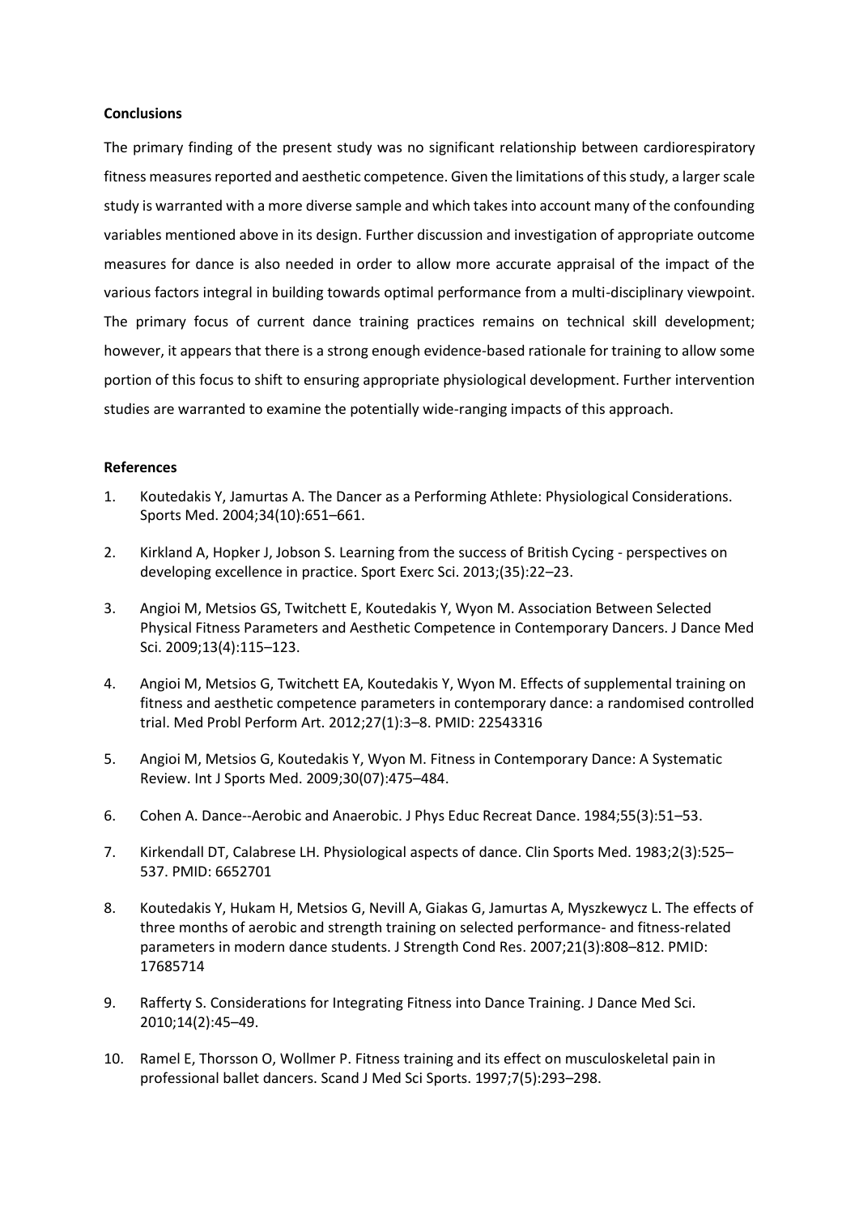## Conclusions

The primary finding of the present study was no significant relationship between cardiorespiratory fitness measures reported and aesthetic competence. Given the limitations of this study, a larger scale study is warranted with a more diverse sample and which takes into account many of the confounding variables mentioned above in its design. Further discussion and investigation of appropriate outcome measures for dance is also needed in order to allow more accurate appraisal of the impact of the various factors integral in building towards optimal performance from a multi-disciplinary viewpoint. The primary focus of current dance training practices remains on technical skill development; however, it appears that there is a strong enough evidence-based rationale for training to allow some portion of this focus to shift to ensuring appropriate physiological development. Further intervention studies are warranted to examine the potentially wide-ranging impacts of this approach.

## References

1. Koutedakis Y, Jamurtas A. The Dancer as a Performing Athlete: Physiological Considerations. Sports Med. 2004;34(10):651–661.
2. Kirkland A, Hopker J, Jobson S. Learning from the success of British Cycing - perspectives on developing excellence in practice. Sport Exerc Sci. 2013;(35):22–23.
3. Angioi M, Metsios GS, Twitchett E, Koutedakis Y, Wyon M. Association Between Selected Physical Fitness Parameters and Aesthetic Competence in Contemporary Dancers. J Dance Med Sci. 2009;13(4):115–123.
4. Angioi M, Metsios G, Twitchett EA, Koutedakis Y, Wyon M. Effects of supplemental training on fitness and aesthetic competence parameters in contemporary dance: a randomised controlled trial. Med Probl Perform Art. 2012;27(1):3–8. PMID: 22543316
5. Angioi M, Metsios G, Koutedakis Y, Wyon M. Fitness in Contemporary Dance: A Systematic Review. Int J Sports Med. 2009;30(07):475–484.
6. Cohen A. Dance--Aerobic and Anaerobic. J Phys Educ Recreat Dance. 1984;55(3):51–53.
7. Kirkendall DT, Calabrese LH. Physiological aspects of dance. Clin Sports Med. 1983;2(3):525–537. PMID: 6652701
8. Koutedakis Y, Hukam H, Metsios G, Nevill A, Giakas G, Jamurtas A, Myszkewycz L. The effects of three months of aerobic and strength training on selected performance- and fitness-related parameters in modern dance students. J Strength Cond Res. 2007;21(3):808–812. PMID: 17685714
9. Rafferty S. Considerations for Integrating Fitness into Dance Training. J Dance Med Sci. 2010;14(2):45–49.
10. Ramel E, Thorsson O, Wollmer P. Fitness training and its effect on musculoskeletal pain in professional ballet dancers. Scand J Med Sci Sports. 1997;7(5):293–298.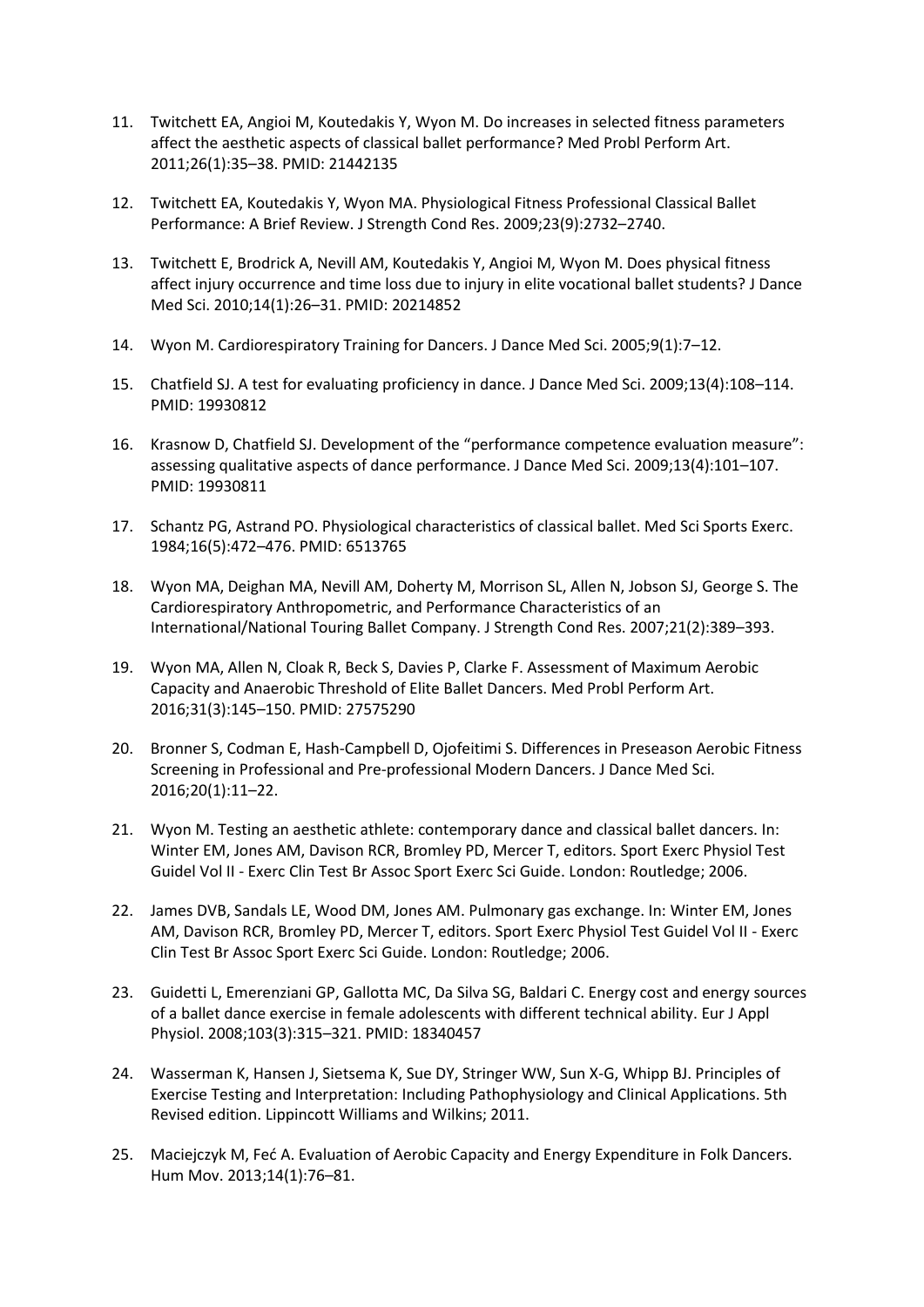11. Twitchett EA, Angioi M, Koutedakis Y, Wyon M. Do increases in selected fitness parameters affect the aesthetic aspects of classical ballet performance? Med Probl Perform Art. 2011;26(1):35–38. PMID: 21442135

12. Twitchett EA, Koutedakis Y, Wyon MA. Physiological Fitness Professional Classical Ballet Performance: A Brief Review. J Strength Cond Res. 2009;23(9):2732–2740.

13. Twitchett E, Brodrick A, Nevill AM, Koutedakis Y, Angioi M, Wyon M. Does physical fitness affect injury occurrence and time loss due to injury in elite vocational ballet students? J Dance Med Sci. 2010;14(1):26–31. PMID: 20214852

14. Wyon M. Cardiorespiratory Training for Dancers. J Dance Med Sci. 2005;9(1):7–12.

15. Chatfield SJ. A test for evaluating proficiency in dance. J Dance Med Sci. 2009;13(4):108–114. PMID: 19930812

16. Krasnow D, Chatfield SJ. Development of the "performance competence evaluation measure": assessing qualitative aspects of dance performance. J Dance Med Sci. 2009;13(4):101–107. PMID: 19930811

17. Schantz PG, Astrand PO. Physiological characteristics of classical ballet. Med Sci Sports Exerc. 1984;16(5):472–476. PMID: 6513765

18. Wyon MA, Deighan MA, Nevill AM, Doherty M, Morrison SL, Allen N, Jobson SJ, George S. The Cardiorespiratory Anthropometric, and Performance Characteristics of an International/National Touring Ballet Company. J Strength Cond Res. 2007;21(2):389–393.

19. Wyon MA, Allen N, Cloak R, Beck S, Davies P, Clarke F. Assessment of Maximum Aerobic Capacity and Anaerobic Threshold of Elite Ballet Dancers. Med Probl Perform Art. 2016;31(3):145–150. PMID: 27575290

20. Bronner S, Codman E, Hash-Campbell D, Ojofeitimi S. Differences in Preseason Aerobic Fitness Screening in Professional and Pre-professional Modern Dancers. J Dance Med Sci. 2016;20(1):11–22.

21. Wyon M. Testing an aesthetic athlete: contemporary dance and classical ballet dancers. In: Winter EM, Jones AM, Davison RCR, Bromley PD, Mercer T, editors. Sport Exerc Physiol Test Guidel Vol II - Exerc Clin Test Br Assoc Sport Exerc Sci Guide. London: Routledge; 2006.

22. James DVB, Sandals LE, Wood DM, Jones AM. Pulmonary gas exchange. In: Winter EM, Jones AM, Davison RCR, Bromley PD, Mercer T, editors. Sport Exerc Physiol Test Guidel Vol II - Exerc Clin Test Br Assoc Sport Exerc Sci Guide. London: Routledge; 2006.

23. Guidetti L, Emerenziani GP, Gallotta MC, Da Silva SG, Baldari C. Energy cost and energy sources of a ballet dance exercise in female adolescents with different technical ability. Eur J Appl Physiol. 2008;103(3):315–321. PMID: 18340457

24. Wasserman K, Hansen J, Sietsema K, Sue DY, Stringer WW, Sun X-G, Whipp BJ. Principles of Exercise Testing and Interpretation: Including Pathophysiology and Clinical Applications. 5th Revised edition. Lippincott Williams and Wilkins; 2011.

25. Maciejczyk M, Feć A. Evaluation of Aerobic Capacity and Energy Expenditure in Folk Dancers. Hum Mov. 2013;14(1):76–81.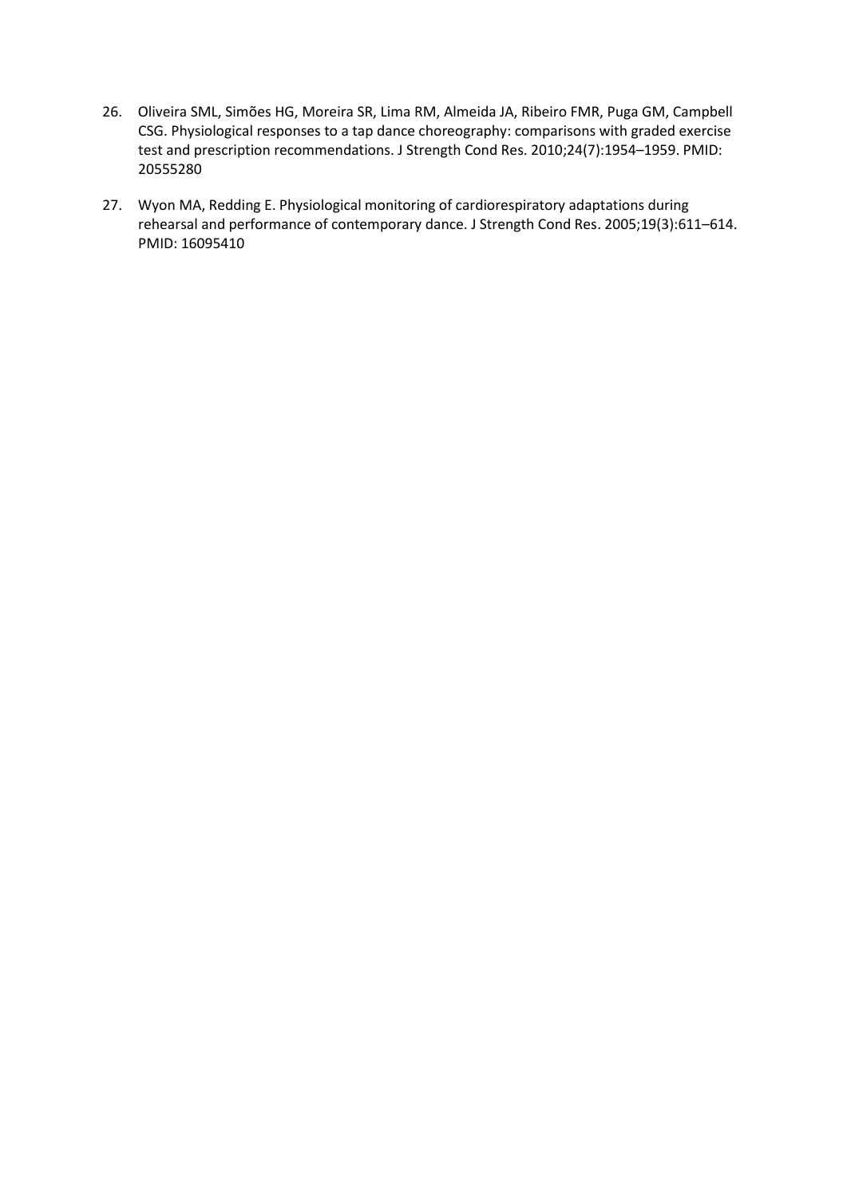26. Oliveira SML, Simões HG, Moreira SR, Lima RM, Almeida JA, Ribeiro FMR, Puga GM, Campbell CSG. Physiological responses to a tap dance choreography: comparisons with graded exercise test and prescription recommendations. J Strength Cond Res. 2010;24(7):1954–1959. PMID: 20555280

27. Wyon MA, Redding E. Physiological monitoring of cardiorespiratory adaptations during rehearsal and performance of contemporary dance. J Strength Cond Res. 2005;19(3):611–614. PMID: 16095410